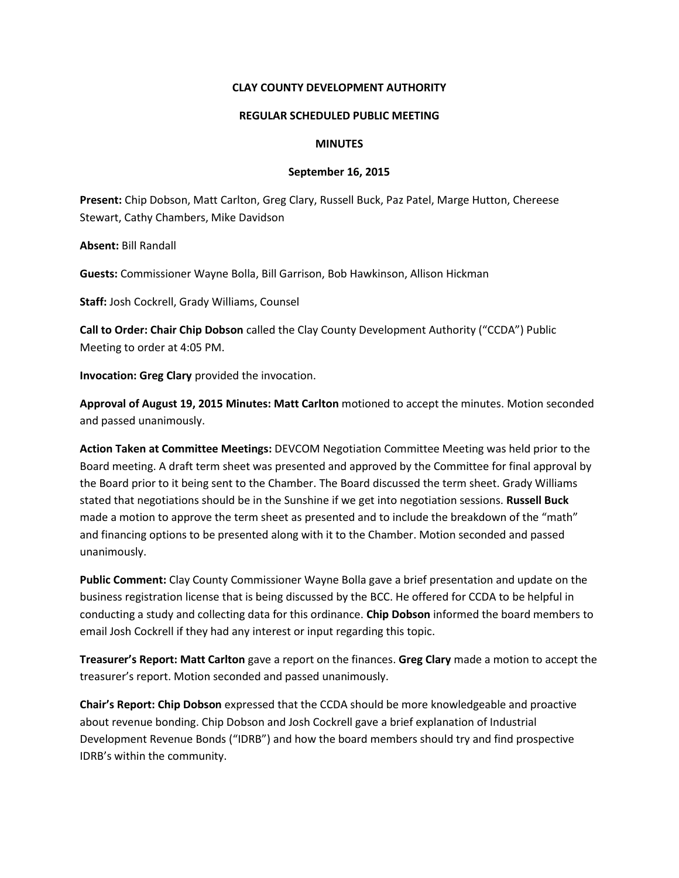**CLAY COUNTY DEVELOPMENT AUTHORITY**

**REGULAR SCHEDULED PUBLIC MEETING**

**MINUTES**

**September 16, 2015**

**Present:** Chip Dobson, Matt Carlton, Greg Clary, Russell Buck, Paz Patel, Marge Hutton, Chereese Stewart, Cathy Chambers, Mike Davidson

**Absent:** Bill Randall

**Guests:** Commissioner Wayne Bolla, Bill Garrison, Bob Hawkinson, Allison Hickman

**Staff:** Josh Cockrell, Grady Williams, Counsel

**Call to Order: Chair Chip Dobson** called the Clay County Development Authority ("CCDA") Public Meeting to order at 4:05 PM.

**Invocation: Greg Clary** provided the invocation.

**Approval of August 19, 2015 Minutes: Matt Carlton** motioned to accept the minutes. Motion seconded and passed unanimously.

**Action Taken at Committee Meetings:** DEVCOM Negotiation Committee Meeting was held prior to the Board meeting. A draft term sheet was presented and approved by the Committee for final approval by the Board prior to it being sent to the Chamber. The Board discussed the term sheet. Grady Williams stated that negotiations should be in the Sunshine if we get into negotiation sessions. **Russell Buck** made a motion to approve the term sheet as presented and to include the breakdown of the "math" and financing options to be presented along with it to the Chamber. Motion seconded and passed unanimously.

**Public Comment:** Clay County Commissioner Wayne Bolla gave a brief presentation and update on the business registration license that is being discussed by the BCC. He offered for CCDA to be helpful in conducting a study and collecting data for this ordinance. **Chip Dobson** informed the board members to email Josh Cockrell if they had any interest or input regarding this topic.

**Treasurer's Report: Matt Carlton** gave a report on the finances. **Greg Clary** made a motion to accept the treasurer's report. Motion seconded and passed unanimously.

**Chair's Report: Chip Dobson** expressed that the CCDA should be more knowledgeable and proactive about revenue bonding. Chip Dobson and Josh Cockrell gave a brief explanation of Industrial Development Revenue Bonds ("IDRB") and how the board members should try and find prospective IDRB's within the community.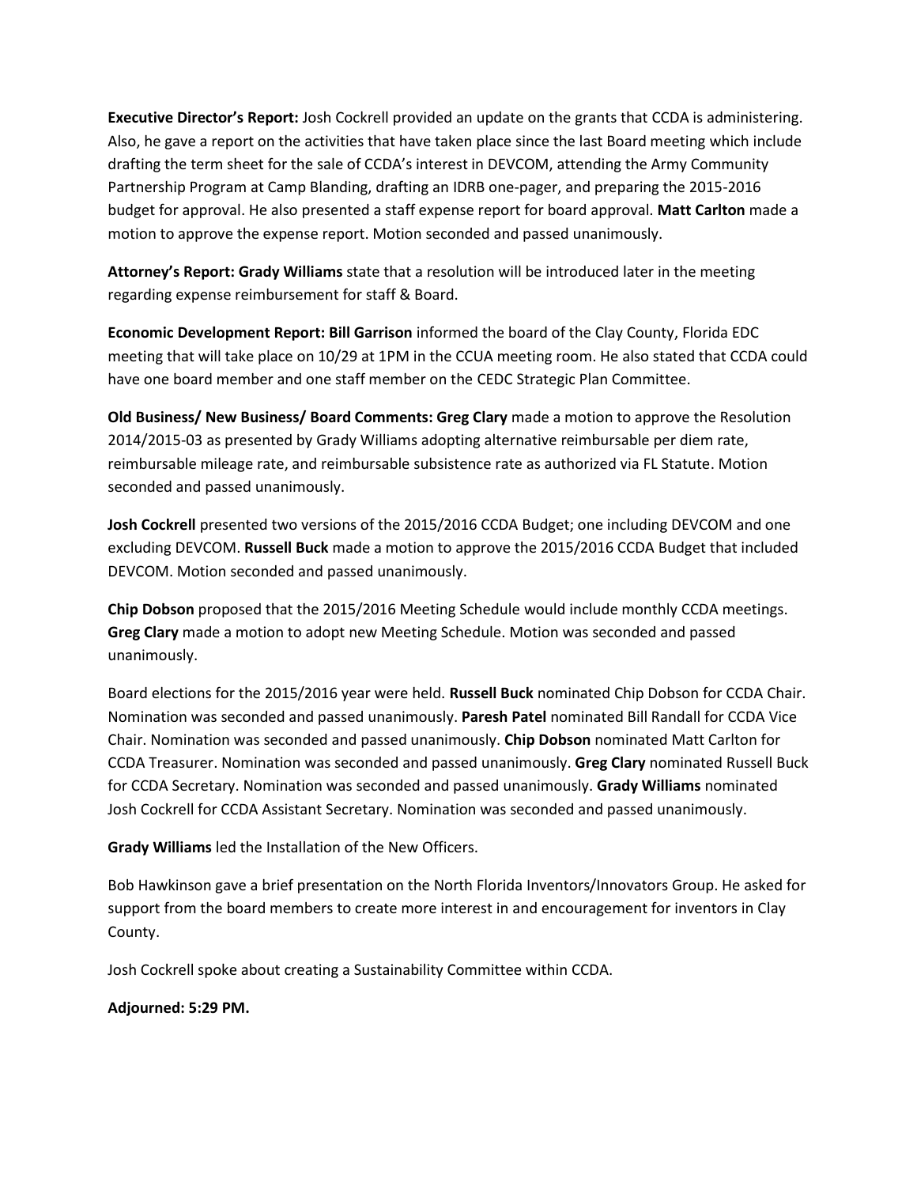**Executive Director's Report:** Josh Cockrell provided an update on the grants that CCDA is administering. Also, he gave a report on the activities that have taken place since the last Board meeting which include drafting the term sheet for the sale of CCDA's interest in DEVCOM, attending the Army Community Partnership Program at Camp Blanding, drafting an IDRB one-pager, and preparing the 2015-2016 budget for approval. He also presented a staff expense report for board approval. **Matt Carlton** made a motion to approve the expense report. Motion seconded and passed unanimously.

**Attorney's Report: Grady Williams** state that a resolution will be introduced later in the meeting regarding expense reimbursement for staff & Board.

**Economic Development Report: Bill Garrison** informed the board of the Clay County, Florida EDC meeting that will take place on 10/29 at 1PM in the CCUA meeting room. He also stated that CCDA could have one board member and one staff member on the CEDC Strategic Plan Committee.

**Old Business/ New Business/ Board Comments: Greg Clary** made a motion to approve the Resolution 2014/2015-03 as presented by Grady Williams adopting alternative reimbursable per diem rate, reimbursable mileage rate, and reimbursable subsistence rate as authorized via FL Statute. Motion seconded and passed unanimously.

**Josh Cockrell** presented two versions of the 2015/2016 CCDA Budget; one including DEVCOM and one excluding DEVCOM. **Russell Buck** made a motion to approve the 2015/2016 CCDA Budget that included DEVCOM. Motion seconded and passed unanimously.

**Chip Dobson** proposed that the 2015/2016 Meeting Schedule would include monthly CCDA meetings. **Greg Clary** made a motion to adopt new Meeting Schedule. Motion was seconded and passed unanimously.

Board elections for the 2015/2016 year were held. **Russell Buck** nominated Chip Dobson for CCDA Chair. Nomination was seconded and passed unanimously. **Paresh Patel** nominated Bill Randall for CCDA Vice Chair. Nomination was seconded and passed unanimously. **Chip Dobson** nominated Matt Carlton for CCDA Treasurer. Nomination was seconded and passed unanimously. **Greg Clary** nominated Russell Buck for CCDA Secretary. Nomination was seconded and passed unanimously. **Grady Williams** nominated Josh Cockrell for CCDA Assistant Secretary. Nomination was seconded and passed unanimously.

**Grady Williams** led the Installation of the New Officers.

Bob Hawkinson gave a brief presentation on the North Florida Inventors/Innovators Group. He asked for support from the board members to create more interest in and encouragement for inventors in Clay County.

Josh Cockrell spoke about creating a Sustainability Committee within CCDA.

**Adjourned: 5:29 PM.**